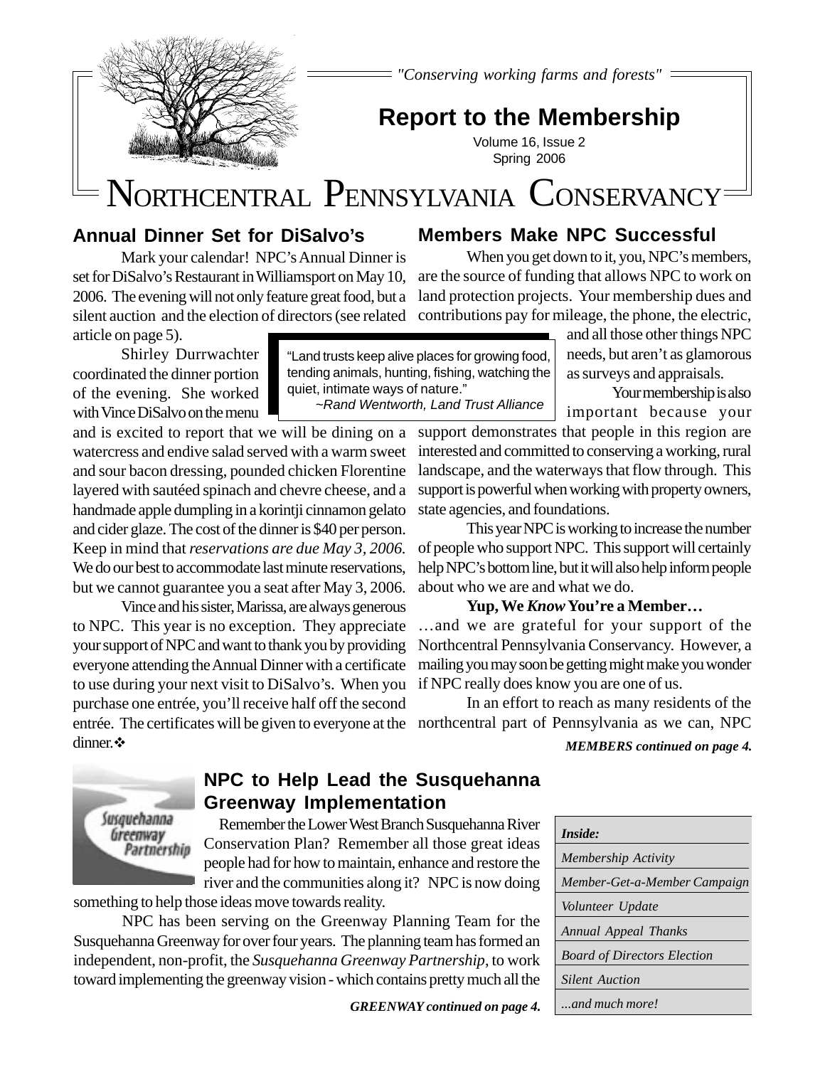"Conserving working farms and forests"

# Report to the Membership

Volume 16, Issue 2
Spring 2006

# NORTHCENTRAL PENNSYLVANIA CONSERVANCY

## Annual Dinner Set for DiSalvo's

Mark your calendar! NPC's Annual Dinner is set for DiSalvo's Restaurant in Williamsport on May 10, 2006. The evening will not only feature great food, but a silent auction and the election of directors (see related article on page 5).

Shirley Durrwachter coordinated the dinner portion of the evening. She worked with Vince DiSalvo on the menu and is excited to report that we will be dining on a watercress and endive salad served with a warm sweet and sour bacon dressing, pounded chicken Florentine layered with sautéed spinach and chevre cheese, and a handmade apple dumpling in a korintji cinnamon gelato and cider glaze. The cost of the dinner is $40 per person. Keep in mind that *reservations are due May 3, 2006.* We do our best to accommodate last minute reservations, but we cannot guarantee you a seat after May 3, 2006.

Vince and his sister, Marissa, are always generous to NPC. This year is no exception. They appreciate your support of NPC and want to thank you by providing everyone attending the Annual Dinner with a certificate to use during your next visit to DiSalvo's. When you purchase one entrée, you'll receive half off the second entrée. The certificates will be given to everyone at the dinner.❖

> "Land trusts keep alive places for growing food, tending animals, hunting, fishing, watching the quiet, intimate ways of nature."
> ~*Rand Wentworth, Land Trust Alliance*

## Members Make NPC Successful

When you get down to it, you, NPC's members, are the source of funding that allows NPC to work on land protection projects. Your membership dues and contributions pay for mileage, the phone, the electric, and all those other things NPC needs, but aren't as glamorous as surveys and appraisals.

Your membership is also important because your support demonstrates that people in this region are interested and committed to conserving a working, rural landscape, and the waterways that flow through. This support is powerful when working with property owners, state agencies, and foundations.

This year NPC is working to increase the number of people who support NPC. This support will certainly help NPC's bottom line, but it will also help inform people about who we are and what we do.

**Yup, We *Know* You're a Member…**

…and we are grateful for your support of the Northcentral Pennsylvania Conservancy. However, a mailing you may soon be getting might make you wonder if NPC really does know you are one of us.

In an effort to reach as many residents of the northcentral part of Pennsylvania as we can, NPC

***MEMBERS continued on page 4.***

## NPC to Help Lead the Susquehanna Greenway Implementation

Remember the Lower West Branch Susquehanna River Conservation Plan? Remember all those great ideas people had for how to maintain, enhance and restore the river and the communities along it? NPC is now doing something to help those ideas move towards reality.

NPC has been serving on the Greenway Planning Team for the Susquehanna Greenway for over four years. The planning team has formed an independent, non-profit, the *Susquehanna Greenway Partnership*, to work toward implementing the greenway vision - which contains pretty much all the

***GREENWAY continued on page 4.***

| *Inside:* |
|---|
| *Membership Activity* |
| *Member-Get-a-Member Campaign* |
| *Volunteer Update* |
| *Annual Appeal Thanks* |
| *Board of Directors Election* |
| *Silent Auction* |
| *...and much more!* |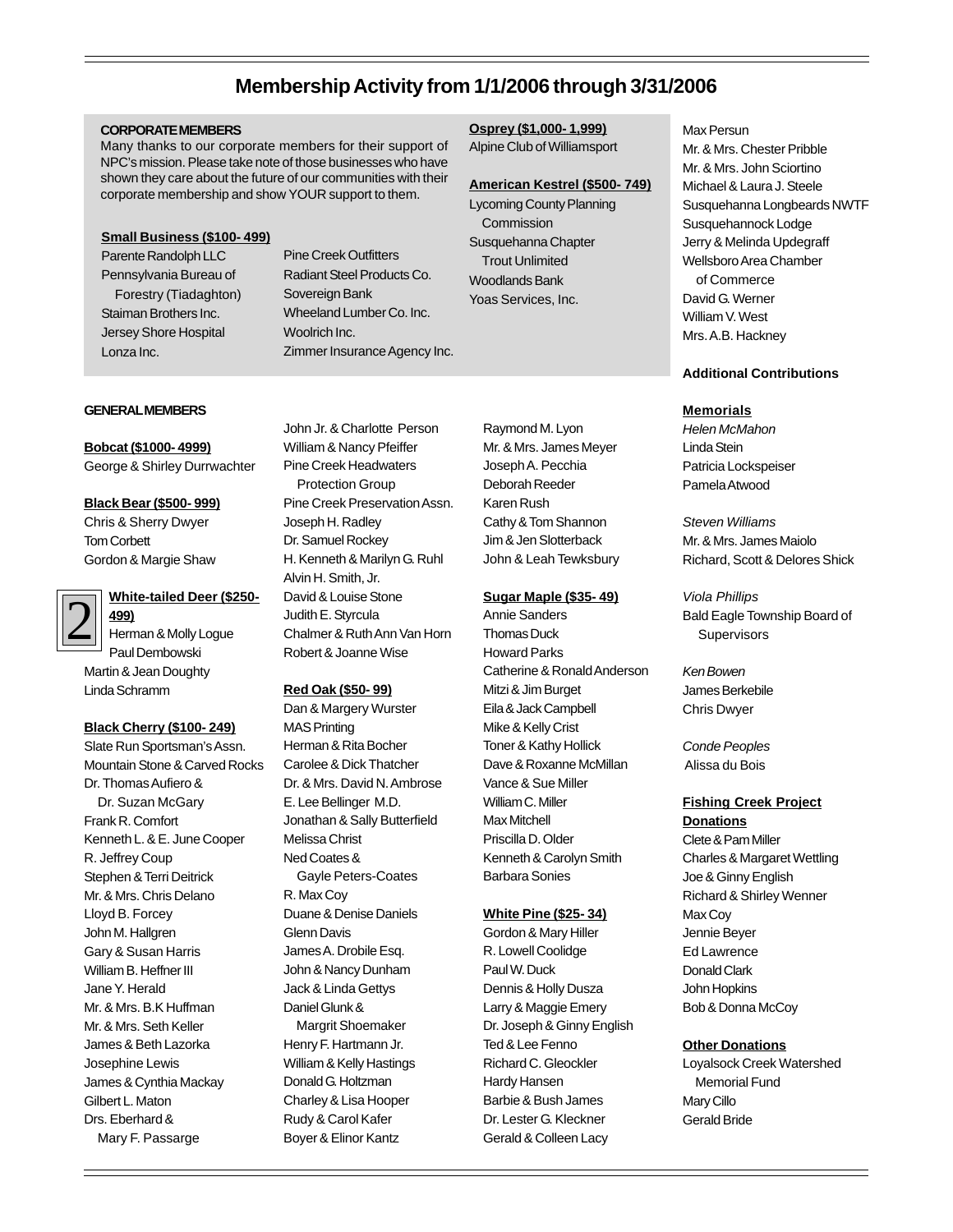# Membership Activity from 1/1/2006 through 3/31/2006

## CORPORATE MEMBERS

Many thanks to our corporate members for their support of NPC's mission. Please take note of those businesses who have shown they care about the future of our communities with their corporate membership and show YOUR support to them.

**Small Business ($100- 499)**

Parente Randolph LLC
Pennsylvania Bureau of Forestry (Tiadaghton)
Staiman Brothers Inc.
Jersey Shore Hospital
Lonza Inc.
Pine Creek Outfitters
Radiant Steel Products Co.
Sovereign Bank
Wheeland Lumber Co. Inc.
Woolrich Inc.
Zimmer Insurance Agency Inc.

**Osprey ($1,000- 1,999)**

Alpine Club of Williamsport

**American Kestrel ($500- 749)**

Lycoming County Planning Commission
Susquehanna Chapter Trout Unlimited
Woodlands Bank
Yoas Services, Inc.

## GENERAL MEMBERS

**Bobcat ($1000- 4999)**

George & Shirley Durrwachter

**Black Bear ($500- 999)**

Chris & Sherry Dwyer
Tom Corbett
Gordon & Margie Shaw

**White-tailed Deer ($250-499)**

Herman & Molly Logue
Paul Dembowski
Martin & Jean Doughty
Linda Schramm

**Black Cherry ($100- 249)**

Slate Run Sportsman's Assn.
Mountain Stone & Carved Rocks
Dr. Thomas Aufiero & Dr. Suzan McGary
Frank R. Comfort
Kenneth L. & E. June Cooper
R. Jeffrey Coup
Stephen & Terri Deitrick
Mr. & Mrs. Chris Delano
Lloyd B. Forcey
John M. Hallgren
Gary & Susan Harris
William B. Heffner III
Jane Y. Herald
Mr. & Mrs. B.K Huffman
Mr. & Mrs. Seth Keller
James & Beth Lazorka
Josephine Lewis
James & Cynthia Mackay
Gilbert L. Maton
Drs. Eberhard & Mary F. Passarge
John Jr. & Charlotte Person
William & Nancy Pfeiffer
Pine Creek Headwaters Protection Group
Pine Creek Preservation Assn.
Joseph H. Radley
Dr. Samuel Rockey
H. Kenneth & Marilyn G. Ruhl
Alvin H. Smith, Jr.
David & Louise Stone
Judith E. Styrcula
Chalmer & Ruth Ann Van Horn
Robert & Joanne Wise

**Red Oak ($50- 99)**

Dan & Margery Wurster
MAS Printing
Herman & Rita Bocher
Carolee & Dick Thatcher
Dr. & Mrs. David N. Ambrose
E. Lee Bellinger M.D.
Jonathan & Sally Butterfield
Melissa Christ
Ned Coates & Gayle Peters-Coates
R. Max Coy
Duane & Denise Daniels
Glenn Davis
James A. Drobile Esq.
John & Nancy Dunham
Jack & Linda Gettys
Daniel Glunk & Margrit Shoemaker
Henry F. Hartmann Jr.
William & Kelly Hastings
Donald G. Holtzman
Charley & Lisa Hooper
Rudy & Carol Kafer
Boyer & Elinor Kantz
Raymond M. Lyon
Mr. & Mrs. James Meyer
Joseph A. Pecchia
Deborah Reeder
Karen Rush
Cathy & Tom Shannon
Jim & Jen Slotterback
John & Leah Tewksbury

**Sugar Maple ($35- 49)**

Annie Sanders
Thomas Duck
Howard Parks
Catherine & Ronald Anderson
Mitzi & Jim Burget
Eila & Jack Campbell
Mike & Kelly Crist
Toner & Kathy Hollick
Dave & Roxanne McMillan
Vance & Sue Miller
William C. Miller
Max Mitchell
Priscilla D. Older
Kenneth & Carolyn Smith
Barbara Sonies

**White Pine ($25- 34)**

Gordon & Mary Hiller
R. Lowell Coolidge
Paul W. Duck
Dennis & Holly Dusza
Larry & Maggie Emery
Dr. Joseph & Ginny English
Ted & Lee Fenno
Richard C. Gleockler
Hardy Hansen
Barbie & Bush James
Dr. Lester G. Kleckner
Gerald & Colleen Lacy
Max Persun
Mr. & Mrs. Chester Pribble
Mr. & Mrs. John Sciortino
Michael & Laura J. Steele
Susquehanna Longbeards NWTF
Susquehannock Lodge
Jerry & Melinda Updegraff
Wellsboro Area Chamber of Commerce
David G. Werner
William V. West
Mrs. A.B. Hackney

## Additional Contributions

**Memorials**

*Helen McMahon*
Linda Stein
Patricia Lockspeiser
Pamela Atwood

*Steven Williams*
Mr. & Mrs. James Maiolo
Richard, Scott & Delores Shick

*Viola Phillips*
Bald Eagle Township Board of Supervisors

*Ken Bowen*
James Berkebile
Chris Dwyer

*Conde Peoples*
Alissa du Bois

**Fishing Creek Project Donations**

Clete & Pam Miller
Charles & Margaret Wettling
Joe & Ginny English
Richard & Shirley Wenner
Max Coy
Jennie Beyer
Ed Lawrence
Donald Clark
John Hopkins
Bob & Donna McCoy

**Other Donations**

Loyalsock Creek Watershed Memorial Fund
Mary Cillo
Gerald Bride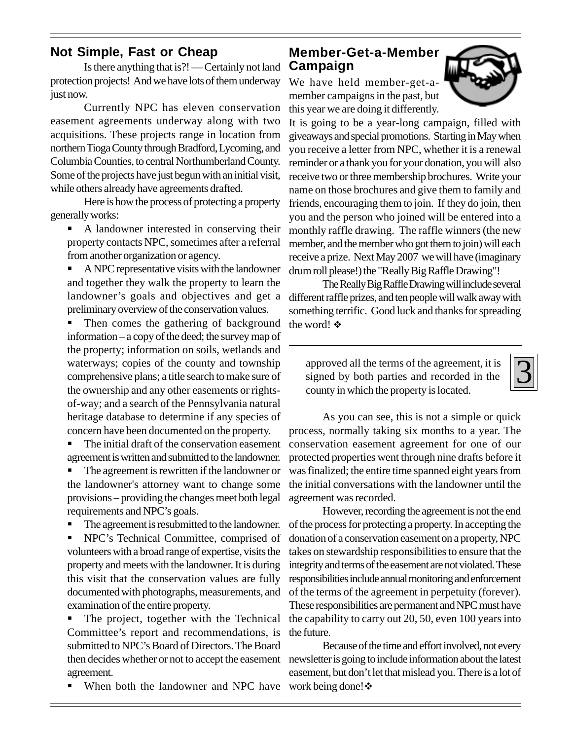## Not Simple, Fast or Cheap

Is there anything that is?! — Certainly not land protection projects! And we have lots of them underway just now.

Currently NPC has eleven conservation easement agreements underway along with two acquisitions. These projects range in location from northern Tioga County through Bradford, Lycoming, and Columbia Counties, to central Northumberland County. Some of the projects have just begun with an initial visit, while others already have agreements drafted.

Here is how the process of protecting a property generally works:

- A landowner interested in conserving their property contacts NPC, sometimes after a referral from another organization or agency.
- A NPC representative visits with the landowner and together they walk the property to learn the landowner's goals and objectives and get a preliminary overview of the conservation values.
- Then comes the gathering of background information – a copy of the deed; the survey map of the property; information on soils, wetlands and waterways; copies of the county and township comprehensive plans; a title search to make sure of the ownership and any other easements or rights-of-way; and a search of the Pennsylvania natural heritage database to determine if any species of concern have been documented on the property.
- The initial draft of the conservation easement agreement is written and submitted to the landowner.
- The agreement is rewritten if the landowner or the landowner's attorney want to change some provisions – providing the changes meet both legal requirements and NPC's goals.
- The agreement is resubmitted to the landowner.
- NPC's Technical Committee, comprised of volunteers with a broad range of expertise, visits the property and meets with the landowner. It is during this visit that the conservation values are fully documented with photographs, measurements, and examination of the entire property.
- The project, together with the Technical Committee's report and recommendations, is submitted to NPC's Board of Directors. The Board then decides whether or not to accept the easement agreement.
- When both the landowner and NPC have approved all the terms of the agreement, it is signed by both parties and recorded in the county in which the property is located.

As you can see, this is not a simple or quick process, normally taking six months to a year. The conservation easement agreement for one of our protected properties went through nine drafts before it was finalized; the entire time spanned eight years from the initial conversations with the landowner until the agreement was recorded.

However, recording the agreement is not the end of the process for protecting a property. In accepting the donation of a conservation easement on a property, NPC takes on stewardship responsibilities to ensure that the integrity and terms of the easement are not violated. These responsibilities include annual monitoring and enforcement of the terms of the agreement in perpetuity (forever). These responsibilities are permanent and NPC must have the capability to carry out 20, 50, even 100 years into the future.

Because of the time and effort involved, not every newsletter is going to include information about the latest easement, but don't let that mislead you. There is a lot of work being done! ❖

## Member-Get-a-Member Campaign

We have held member-get-a-member campaigns in the past, but this year we are doing it differently. It is going to be a year-long campaign, filled with giveaways and special promotions. Starting in May when you receive a letter from NPC, whether it is a renewal reminder or a thank you for your donation, you will also receive two or three membership brochures. Write your name on those brochures and give them to family and friends, encouraging them to join. If they do join, then you and the person who joined will be entered into a monthly raffle drawing. The raffle winners (the new member, and the member who got them to join) will each receive a prize. Next May 2007 we will have (imaginary drum roll please!) the "Really Big Raffle Drawing"!

The Really Big Raffle Drawing will include several different raffle prizes, and ten people will walk away with something terrific. Good luck and thanks for spreading the word! ❖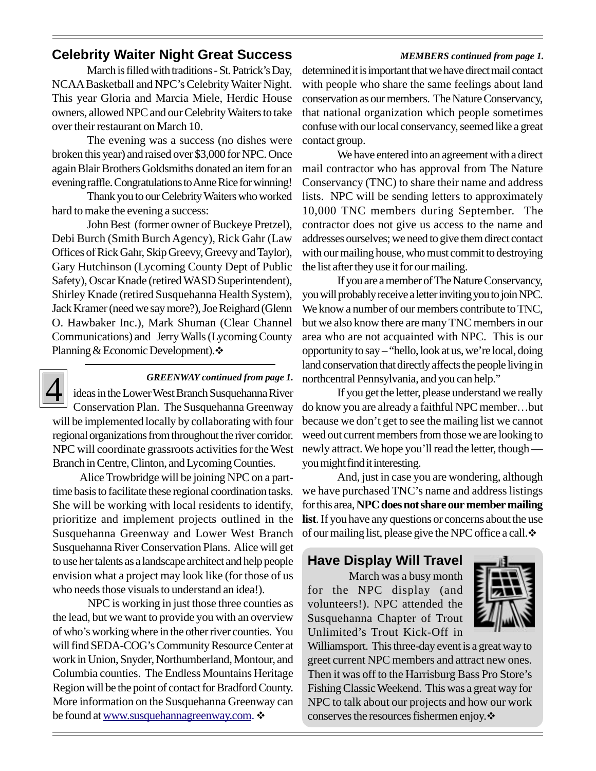## Celebrity Waiter Night Great Success

March is filled with traditions - St. Patrick's Day, NCAA Basketball and NPC's Celebrity Waiter Night. This year Gloria and Marcia Miele, Herdic House owners, allowed NPC and our Celebrity Waiters to take over their restaurant on March 10.

The evening was a success (no dishes were broken this year) and raised over $3,000 for NPC. Once again Blair Brothers Goldsmiths donated an item for an evening raffle. Congratulations to Anne Rice for winning!

Thank you to our Celebrity Waiters who worked hard to make the evening a success:

John Best (former owner of Buckeye Pretzel), Debi Burch (Smith Burch Agency), Rick Gahr (Law Offices of Rick Gahr, Skip Greevy, Greevy and Taylor), Gary Hutchinson (Lycoming County Dept of Public Safety), Oscar Knade (retired WASD Superintendent), Shirley Knade (retired Susquehanna Health System), Jack Kramer (need we say more?), Joe Reighard (Glenn O. Hawbaker Inc.), Mark Shuman (Clear Channel Communications) and Jerry Walls (Lycoming County Planning & Economic Development).❖

*GREENWAY continued from page 1.*

ideas in the Lower West Branch Susquehanna River Conservation Plan. The Susquehanna Greenway will be implemented locally by collaborating with four regional organizations from throughout the river corridor. NPC will coordinate grassroots activities for the West Branch in Centre, Clinton, and Lycoming Counties.

Alice Trowbridge will be joining NPC on a part-time basis to facilitate these regional coordination tasks. She will be working with local residents to identify, prioritize and implement projects outlined in the Susquehanna Greenway and Lower West Branch Susquehanna River Conservation Plans. Alice will get to use her talents as a landscape architect and help people envision what a project may look like (for those of us who needs those visuals to understand an idea!).

NPC is working in just those three counties as the lead, but we want to provide you with an overview of who's working where in the other river counties. You will find SEDA-COG's Community Resource Center at work in Union, Snyder, Northumberland, Montour, and Columbia counties. The Endless Mountains Heritage Region will be the point of contact for Bradford County. More information on the Susquehanna Greenway can be found at www.susquehannagreenway.com. ❖

*MEMBERS continued from page 1.*

determined it is important that we have direct mail contact with people who share the same feelings about land conservation as our members. The Nature Conservancy, that national organization which people sometimes confuse with our local conservancy, seemed like a great contact group.

We have entered into an agreement with a direct mail contractor who has approval from The Nature Conservancy (TNC) to share their name and address lists. NPC will be sending letters to approximately 10,000 TNC members during September. The contractor does not give us access to the name and addresses ourselves; we need to give them direct contact with our mailing house, who must commit to destroying the list after they use it for our mailing.

If you are a member of The Nature Conservancy, you will probably receive a letter inviting you to join NPC. We know a number of our members contribute to TNC, but we also know there are many TNC members in our area who are not acquainted with NPC. This is our opportunity to say – "hello, look at us, we're local, doing land conservation that directly affects the people living in northcentral Pennsylvania, and you can help."

If you get the letter, please understand we really do know you are already a faithful NPC member…but because we don't get to see the mailing list we cannot weed out current members from those we are looking to newly attract. We hope you'll read the letter, though — you might find it interesting.

And, just in case you are wondering, although we have purchased TNC's name and address listings for this area, **NPC does not share our member mailing list**. If you have any questions or concerns about the use of our mailing list, please give the NPC office a call.❖

## Have Display Will Travel

March was a busy month for the NPC display (and volunteers!). NPC attended the Susquehanna Chapter of Trout Unlimited's Trout Kick-Off in Williamsport. This three-day event is a great way to greet current NPC members and attract new ones. Then it was off to the Harrisburg Bass Pro Store's Fishing Classic Weekend. This was a great way for NPC to talk about our projects and how our work conserves the resources fishermen enjoy.❖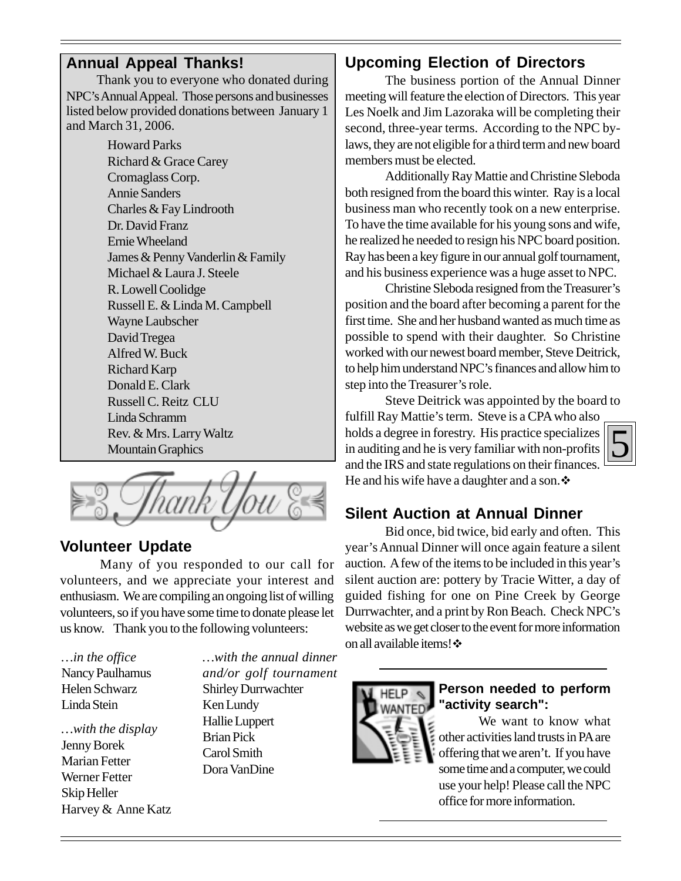## Annual Appeal Thanks!

Thank you to everyone who donated during NPC's Annual Appeal. Those persons and businesses listed below provided donations between January 1 and March 31, 2006.

Howard Parks
Richard & Grace Carey
Cromaglass Corp.
Annie Sanders
Charles & Fay Lindrooth
Dr. David Franz
Ernie Wheeland
James & Penny Vanderlin & Family
Michael & Laura J. Steele
R. Lowell Coolidge
Russell E. & Linda M. Campbell
Wayne Laubscher
David Tregea
Alfred W. Buck
Richard Karp
Donald E. Clark
Russell C. Reitz CLU
Linda Schramm
Rev. & Mrs. Larry Waltz
Mountain Graphics

Thank You

## Volunteer Update

Many of you responded to our call for volunteers, and we appreciate your interest and enthusiasm. We are compiling an ongoing list of willing volunteers, so if you have some time to donate please let us know. Thank you to the following volunteers:

*…in the office*
Nancy Paulhamus
Helen Schwarz
Linda Stein

*…with the display*
Jenny Borek
Marian Fetter
Werner Fetter
Skip Heller
Harvey & Anne Katz

*…with the annual dinner and/or golf tournament*
Shirley Durrwachter
Ken Lundy
Hallie Luppert
Brian Pick
Carol Smith
Dora VanDine

## Upcoming Election of Directors

The business portion of the Annual Dinner meeting will feature the election of Directors. This year Les Noelk and Jim Lazoraka will be completing their second, three-year terms. According to the NPC by-laws, they are not eligible for a third term and new board members must be elected.

Additionally Ray Mattie and Christine Sleboda both resigned from the board this winter. Ray is a local business man who recently took on a new enterprise. To have the time available for his young sons and wife, he realized he needed to resign his NPC board position. Ray has been a key figure in our annual golf tournament, and his business experience was a huge asset to NPC.

Christine Sleboda resigned from the Treasurer's position and the board after becoming a parent for the first time. She and her husband wanted as much time as possible to spend with their daughter. So Christine worked with our newest board member, Steve Deitrick, to help him understand NPC's finances and allow him to step into the Treasurer's role.

Steve Deitrick was appointed by the board to fulfill Ray Mattie's term. Steve is a CPA who also holds a degree in forestry. His practice specializes in auditing and he is very familiar with non-profits and the IRS and state regulations on their finances. He and his wife have a daughter and a son.❖

## Silent Auction at Annual Dinner

Bid once, bid twice, bid early and often. This year's Annual Dinner will once again feature a silent auction. A few of the items to be included in this year's silent auction are: pottery by Tracie Witter, a day of guided fishing for one on Pine Creek by George Durrwachter, and a print by Ron Beach. Check NPC's website as we get closer to the event for more information on all available items!❖

### Person needed to perform "activity search":

We want to know what other activities land trusts in PA are offering that we aren't. If you have some time and a computer, we could use your help! Please call the NPC office for more information.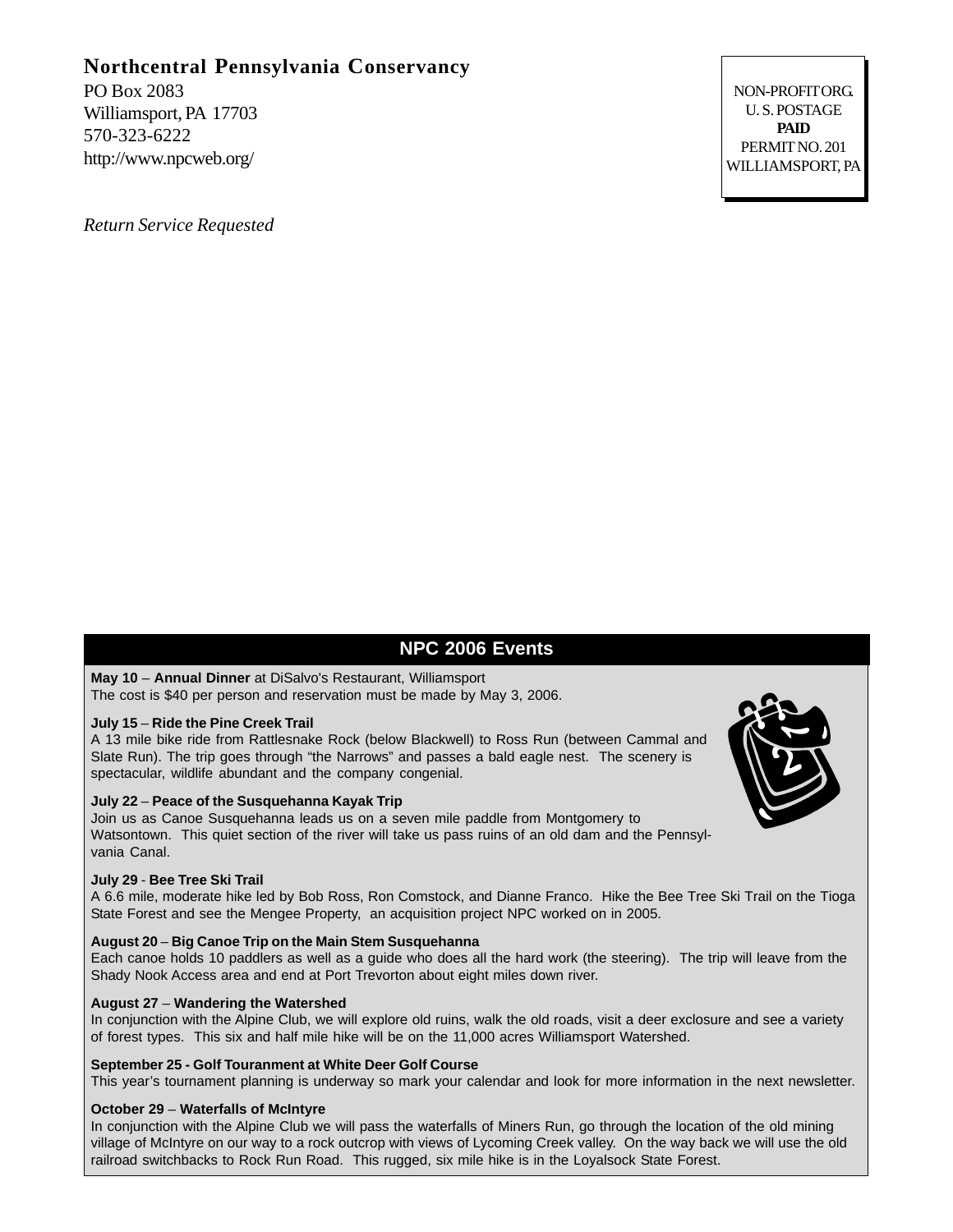**Northcentral Pennsylvania Conservancy**

PO Box 2083
Williamsport, PA 17703
570-323-6222
http://www.npcweb.org/

NON-PROFIT ORG.
U. S. POSTAGE
**PAID**
PERMIT NO. 201
WILLIAMSPORT, PA

*Return Service Requested*

## NPC 2006 Events

**May 10** – **Annual Dinner** at DiSalvo's Restaurant, Williamsport
The cost is $40 per person and reservation must be made by May 3, 2006.

**July 15** – **Ride the Pine Creek Trail**
A 13 mile bike ride from Rattlesnake Rock (below Blackwell) to Ross Run (between Cammal and Slate Run). The trip goes through "the Narrows" and passes a bald eagle nest. The scenery is spectacular, wildlife abundant and the company congenial.

**July 22** – **Peace of the Susquehanna Kayak Trip**
Join us as Canoe Susquehanna leads us on a seven mile paddle from Montgomery to Watsontown. This quiet section of the river will take us pass ruins of an old dam and the Pennsylvania Canal.

**July 29** - **Bee Tree Ski Trail**
A 6.6 mile, moderate hike led by Bob Ross, Ron Comstock, and Dianne Franco. Hike the Bee Tree Ski Trail on the Tioga State Forest and see the Mengee Property, an acquisition project NPC worked on in 2005.

**August 20** – **Big Canoe Trip on the Main Stem Susquehanna**
Each canoe holds 10 paddlers as well as a guide who does all the hard work (the steering). The trip will leave from the Shady Nook Access area and end at Port Trevorton about eight miles down river.

**August 27** – **Wandering the Watershed**
In conjunction with the Alpine Club, we will explore old ruins, walk the old roads, visit a deer exclosure and see a variety of forest types. This six and half mile hike will be on the 11,000 acres Williamsport Watershed.

**September 25 - Golf Touranment at White Deer Golf Course**
This year's tournament planning is underway so mark your calendar and look for more information in the next newsletter.

**October 29** – **Waterfalls of McIntyre**
In conjunction with the Alpine Club we will pass the waterfalls of Miners Run, go through the location of the old mining village of McIntyre on our way to a rock outcrop with views of Lycoming Creek valley. On the way back we will use the old railroad switchbacks to Rock Run Road. This rugged, six mile hike is in the Loyalsock State Forest.